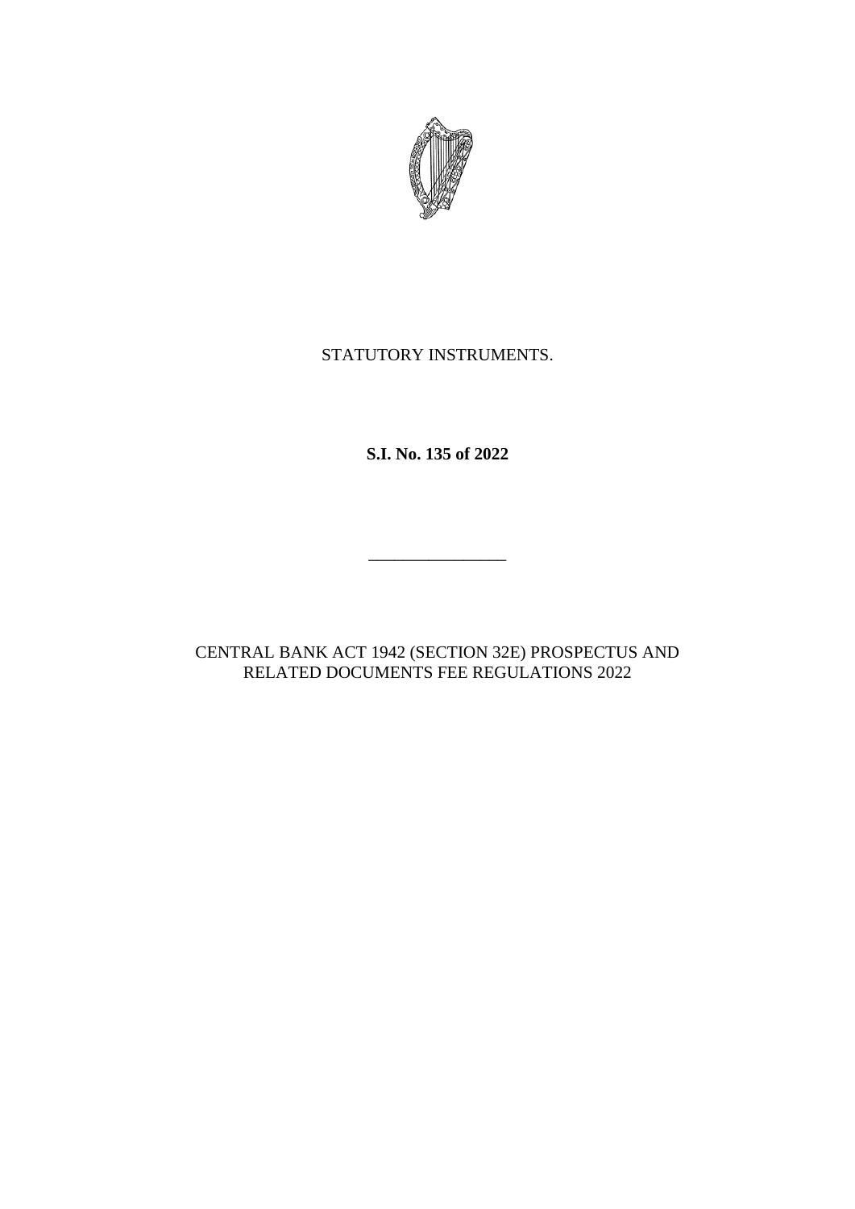STATUTORY INSTRUMENTS.

**S.I. No. 135 of 2022**

---

CENTRAL BANK ACT 1942 (SECTION 32E) PROSPECTUS AND RELATED DOCUMENTS FEE REGULATIONS 2022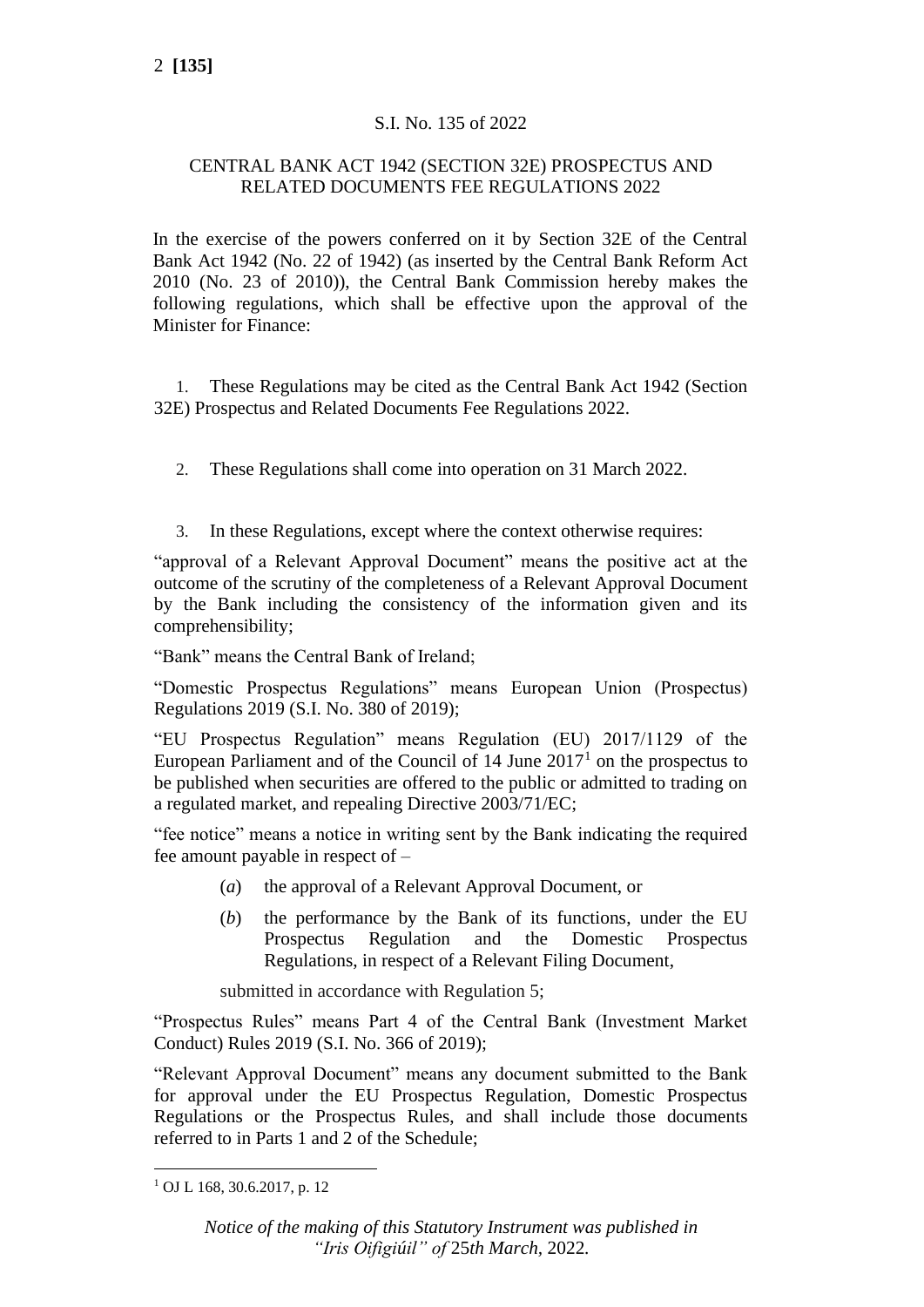S.I. No. 135 of 2022

CENTRAL BANK ACT 1942 (SECTION 32E) PROSPECTUS AND RELATED DOCUMENTS FEE REGULATIONS 2022

In the exercise of the powers conferred on it by Section 32E of the Central Bank Act 1942 (No. 22 of 1942) (as inserted by the Central Bank Reform Act 2010 (No. 23 of 2010)), the Central Bank Commission hereby makes the following regulations, which shall be effective upon the approval of the Minister for Finance:

1. These Regulations may be cited as the Central Bank Act 1942 (Section 32E) Prospectus and Related Documents Fee Regulations 2022.

2. These Regulations shall come into operation on 31 March 2022.

3. In these Regulations, except where the context otherwise requires:

"approval of a Relevant Approval Document" means the positive act at the outcome of the scrutiny of the completeness of a Relevant Approval Document by the Bank including the consistency of the information given and its comprehensibility;

"Bank" means the Central Bank of Ireland;

"Domestic Prospectus Regulations" means European Union (Prospectus) Regulations 2019 (S.I. No. 380 of 2019);

"EU Prospectus Regulation" means Regulation (EU) 2017/1129 of the European Parliament and of the Council of 14 June 2017[1] on the prospectus to be published when securities are offered to the public or admitted to trading on a regulated market, and repealing Directive 2003/71/EC;

"fee notice" means a notice in writing sent by the Bank indicating the required fee amount payable in respect of –

(*a*) the approval of a Relevant Approval Document, or

(*b*) the performance by the Bank of its functions, under the EU Prospectus Regulation and the Domestic Prospectus Regulations, in respect of a Relevant Filing Document,

submitted in accordance with Regulation 5;

"Prospectus Rules" means Part 4 of the Central Bank (Investment Market Conduct) Rules 2019 (S.I. No. 366 of 2019);

"Relevant Approval Document" means any document submitted to the Bank for approval under the EU Prospectus Regulation, Domestic Prospectus Regulations or the Prospectus Rules, and shall include those documents referred to in Parts 1 and 2 of the Schedule;

[1] OJ L 168, 30.6.2017, p. 12

*Notice of the making of this Statutory Instrument was published in "Iris Oifigiúil" of 25th March, 2022.*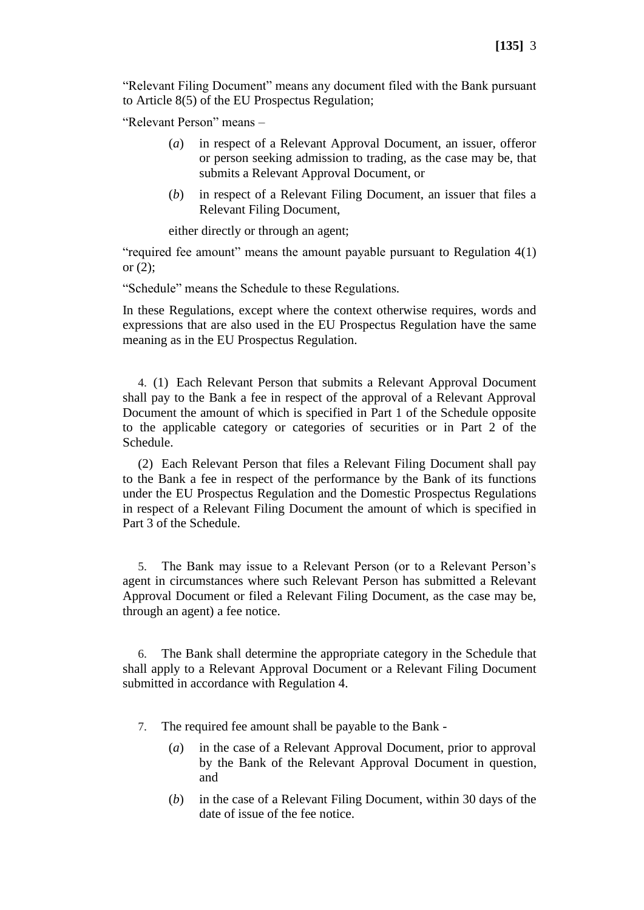"Relevant Filing Document" means any document filed with the Bank pursuant to Article 8(5) of the EU Prospectus Regulation;

"Relevant Person" means –

(*a*) in respect of a Relevant Approval Document, an issuer, offeror or person seeking admission to trading, as the case may be, that submits a Relevant Approval Document, or

(*b*) in respect of a Relevant Filing Document, an issuer that files a Relevant Filing Document,

either directly or through an agent;

"required fee amount" means the amount payable pursuant to Regulation 4(1) or (2);

"Schedule" means the Schedule to these Regulations.

In these Regulations, except where the context otherwise requires, words and expressions that are also used in the EU Prospectus Regulation have the same meaning as in the EU Prospectus Regulation.

4. (1) Each Relevant Person that submits a Relevant Approval Document shall pay to the Bank a fee in respect of the approval of a Relevant Approval Document the amount of which is specified in Part 1 of the Schedule opposite to the applicable category or categories of securities or in Part 2 of the Schedule.

(2) Each Relevant Person that files a Relevant Filing Document shall pay to the Bank a fee in respect of the performance by the Bank of its functions under the EU Prospectus Regulation and the Domestic Prospectus Regulations in respect of a Relevant Filing Document the amount of which is specified in Part 3 of the Schedule.

5. The Bank may issue to a Relevant Person (or to a Relevant Person's agent in circumstances where such Relevant Person has submitted a Relevant Approval Document or filed a Relevant Filing Document, as the case may be, through an agent) a fee notice.

6. The Bank shall determine the appropriate category in the Schedule that shall apply to a Relevant Approval Document or a Relevant Filing Document submitted in accordance with Regulation 4.

7. The required fee amount shall be payable to the Bank -

(*a*) in the case of a Relevant Approval Document, prior to approval by the Bank of the Relevant Approval Document in question, and

(*b*) in the case of a Relevant Filing Document, within 30 days of the date of issue of the fee notice.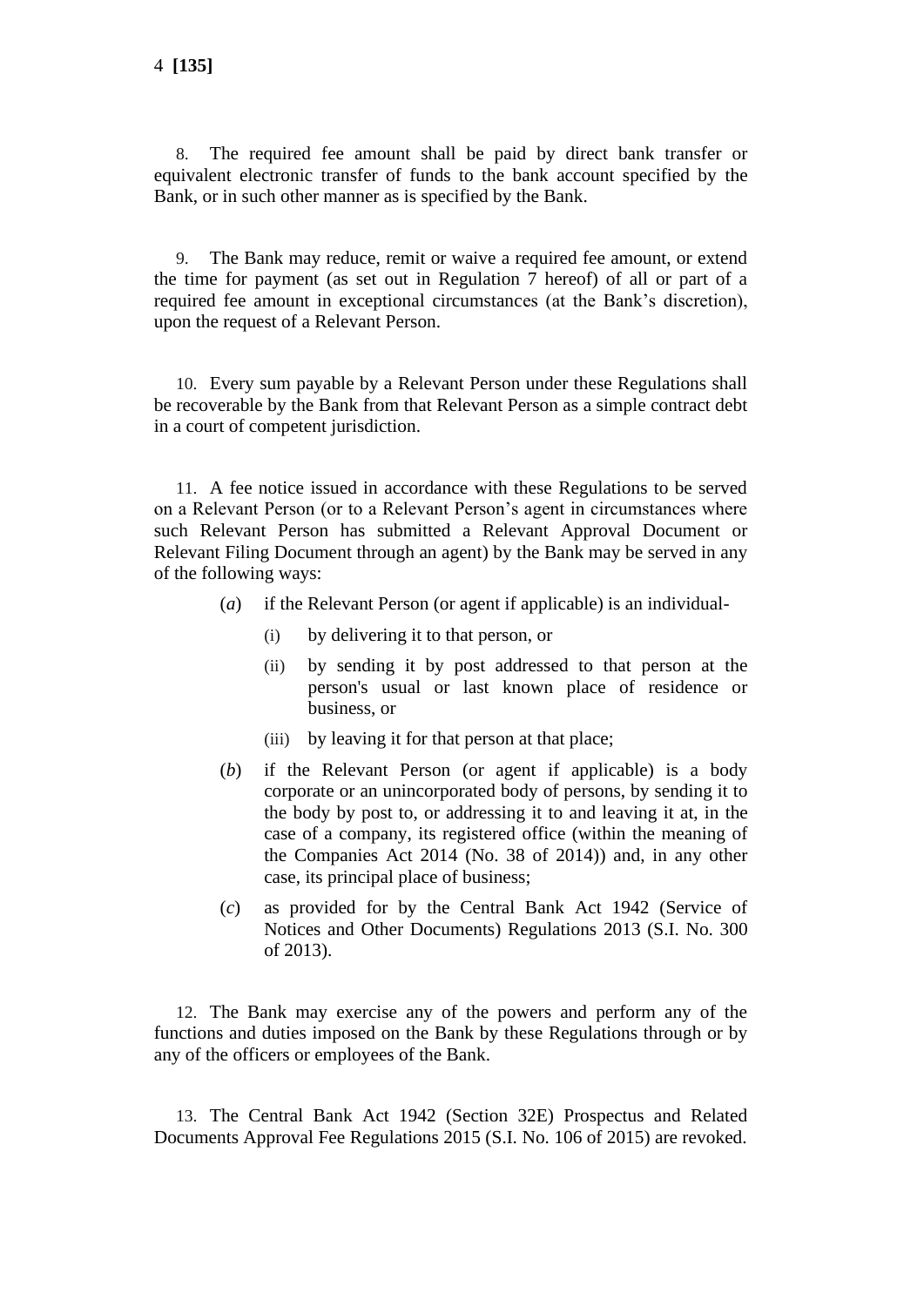8. The required fee amount shall be paid by direct bank transfer or equivalent electronic transfer of funds to the bank account specified by the Bank, or in such other manner as is specified by the Bank.

9. The Bank may reduce, remit or waive a required fee amount, or extend the time for payment (as set out in Regulation 7 hereof) of all or part of a required fee amount in exceptional circumstances (at the Bank's discretion), upon the request of a Relevant Person.

10. Every sum payable by a Relevant Person under these Regulations shall be recoverable by the Bank from that Relevant Person as a simple contract debt in a court of competent jurisdiction.

11. A fee notice issued in accordance with these Regulations to be served on a Relevant Person (or to a Relevant Person's agent in circumstances where such Relevant Person has submitted a Relevant Approval Document or Relevant Filing Document through an agent) by the Bank may be served in any of the following ways:

- (*a*) if the Relevant Person (or agent if applicable) is an individual-
  - (i) by delivering it to that person, or
  - (ii) by sending it by post addressed to that person at the person's usual or last known place of residence or business, or
  - (iii) by leaving it for that person at that place;
- (*b*) if the Relevant Person (or agent if applicable) is a body corporate or an unincorporated body of persons, by sending it to the body by post to, or addressing it to and leaving it at, in the case of a company, its registered office (within the meaning of the Companies Act 2014 (No. 38 of 2014)) and, in any other case, its principal place of business;
- (*c*) as provided for by the Central Bank Act 1942 (Service of Notices and Other Documents) Regulations 2013 (S.I. No. 300 of 2013).

12. The Bank may exercise any of the powers and perform any of the functions and duties imposed on the Bank by these Regulations through or by any of the officers or employees of the Bank.

13. The Central Bank Act 1942 (Section 32E) Prospectus and Related Documents Approval Fee Regulations 2015 (S.I. No. 106 of 2015) are revoked.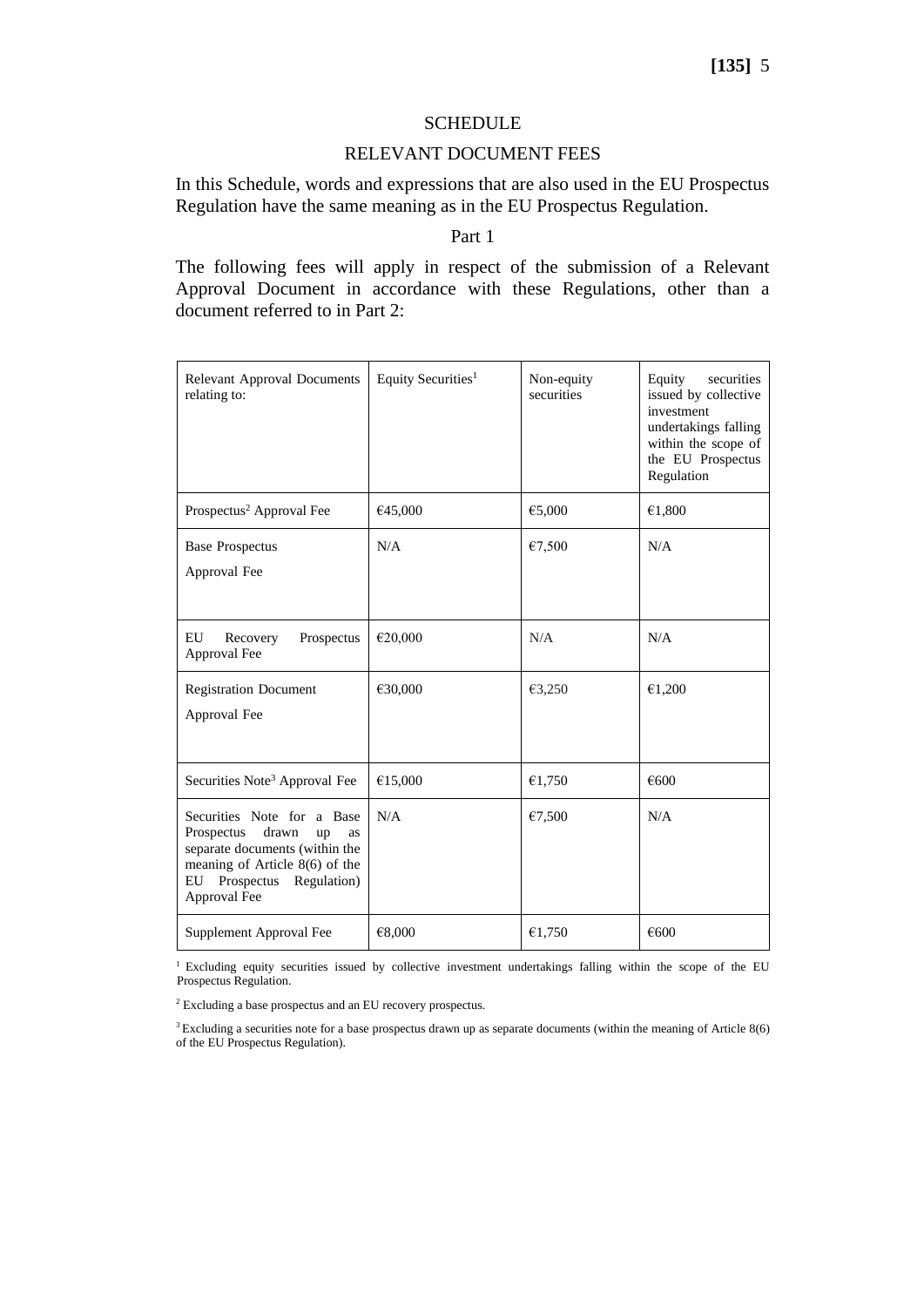# SCHEDULE

## RELEVANT DOCUMENT FEES

In this Schedule, words and expressions that are also used in the EU Prospectus Regulation have the same meaning as in the EU Prospectus Regulation.

### Part 1

The following fees will apply in respect of the submission of a Relevant Approval Document in accordance with these Regulations, other than a document referred to in Part 2:

| Relevant Approval Documents relating to: | Equity Securities[1] | Non-equity securities | Equity securities issued by collective investment undertakings falling within the scope of the EU Prospectus Regulation |
|---|---|---|---|
| Prospectus[2] Approval Fee | €45,000 | €5,000 | €1,800 |
| Base Prospectus Approval Fee | N/A | €7,500 | N/A |
| EU Recovery Prospectus Approval Fee | €20,000 | N/A | N/A |
| Registration Document Approval Fee | €30,000 | €3,250 | €1,200 |
| Securities Note[3] Approval Fee | €15,000 | €1,750 | €600 |
| Securities Note for a Base Prospectus drawn up as separate documents (within the meaning of Article 8(6) of the EU Prospectus Regulation) Approval Fee | N/A | €7,500 | N/A |
| Supplement Approval Fee | €8,000 | €1,750 | €600 |

[1] Excluding equity securities issued by collective investment undertakings falling within the scope of the EU Prospectus Regulation.

[2] Excluding a base prospectus and an EU recovery prospectus.

[3] Excluding a securities note for a base prospectus drawn up as separate documents (within the meaning of Article 8(6) of the EU Prospectus Regulation).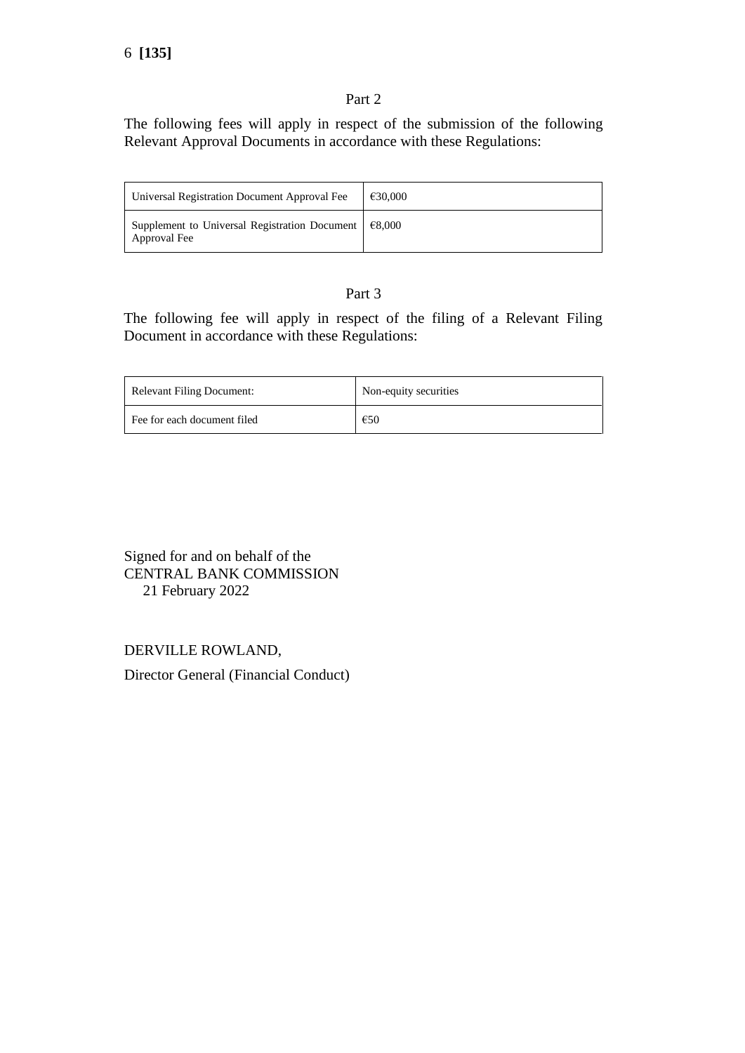Part 2

The following fees will apply in respect of the submission of the following Relevant Approval Documents in accordance with these Regulations:

| | |
|---|---|
| Universal Registration Document Approval Fee | €30,000 |
| Supplement to Universal Registration Document Approval Fee | €8,000 |

Part 3

The following fee will apply in respect of the filing of a Relevant Filing Document in accordance with these Regulations:

| Relevant Filing Document: | Non-equity securities |
|---|---|
| Fee for each document filed | €50 |

Signed for and on behalf of the
CENTRAL BANK COMMISSION
21 February 2022

DERVILLE ROWLAND,

Director General (Financial Conduct)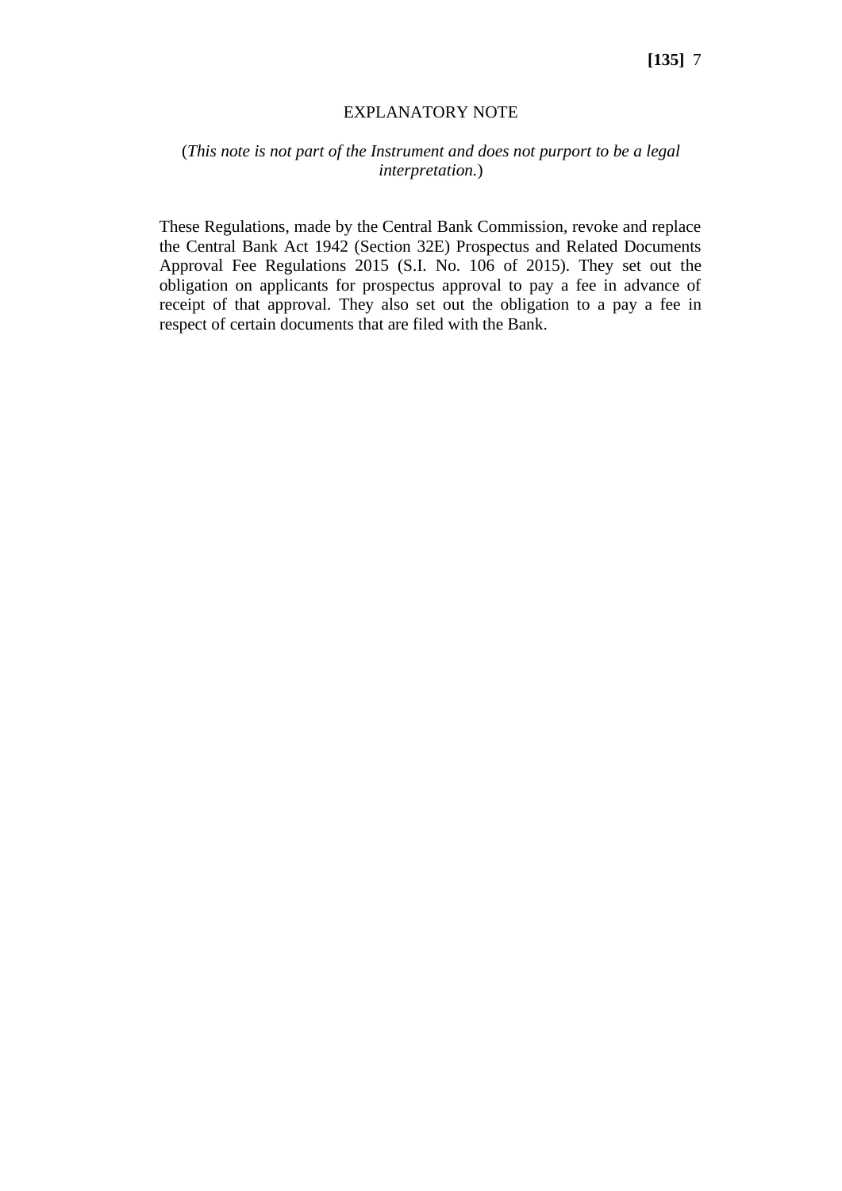## EXPLANATORY NOTE

(*This note is not part of the Instrument and does not purport to be a legal interpretation.*)

These Regulations, made by the Central Bank Commission, revoke and replace the Central Bank Act 1942 (Section 32E) Prospectus and Related Documents Approval Fee Regulations 2015 (S.I. No. 106 of 2015). They set out the obligation on applicants for prospectus approval to pay a fee in advance of receipt of that approval. They also set out the obligation to a pay a fee in respect of certain documents that are filed with the Bank.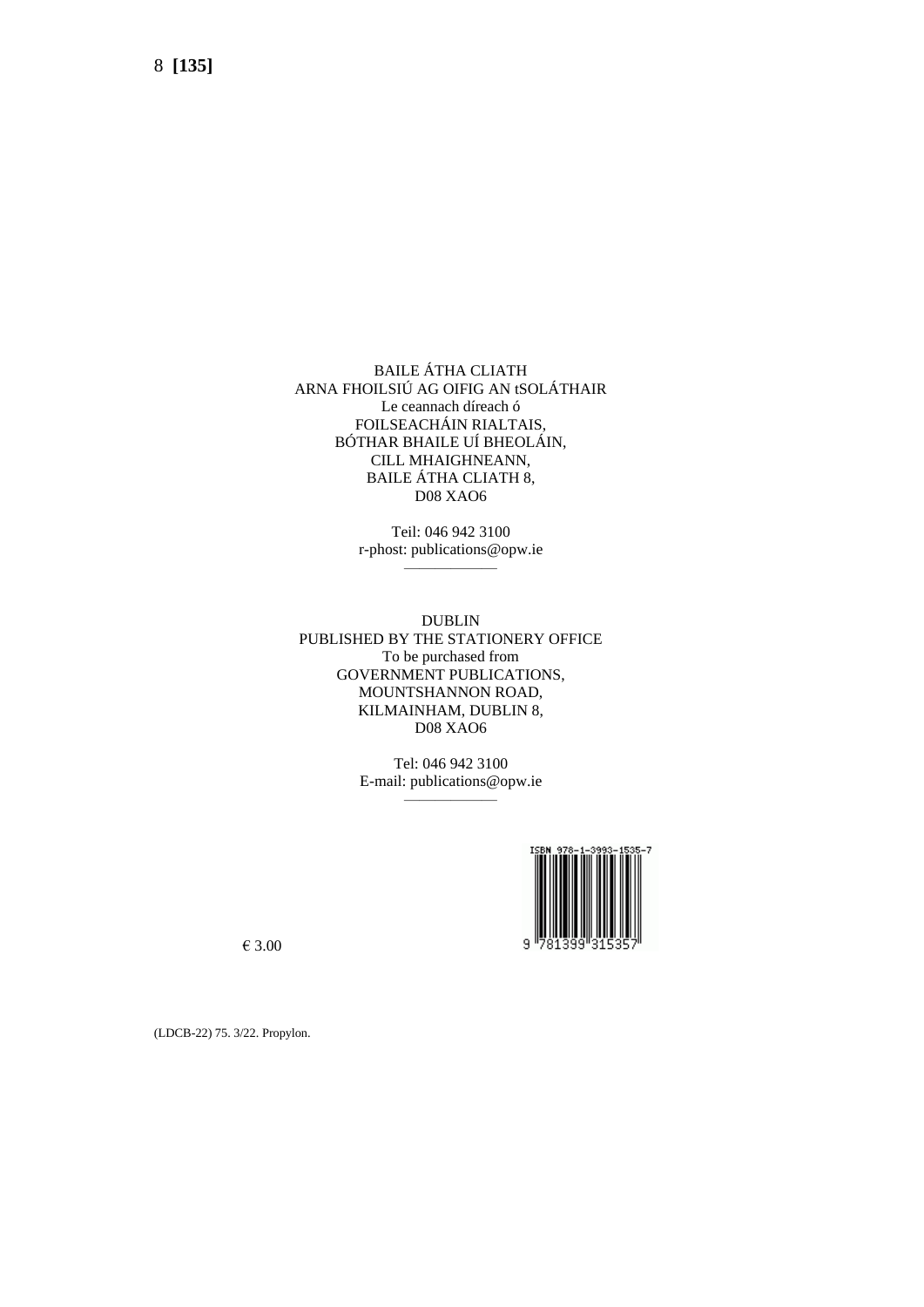BAILE ÁTHA CLIATH
ARNA FHOILSIÚ AG OIFIG AN tSOLÁTHAIR
Le ceannach díreach ó
FOILSEACHÁIN RIALTAIS,
BÓTHAR BHAILE UÍ BHEOLÁIN,
CILL MHAIGHNEANN,
BAILE ÁTHA CLIATH 8,
D08 XAO6

Teil: 046 942 3100
r-phost: publications@opw.ie

---

DUBLIN
PUBLISHED BY THE STATIONERY OFFICE
To be purchased from
GOVERNMENT PUBLICATIONS,
MOUNTSHANNON ROAD,
KILMAINHAM, DUBLIN 8,
D08 XAO6

Tel: 046 942 3100
E-mail: publications@opw.ie

---

ISBN 978-1-3993-1535-7

9 781399 315357

€ 3.00

(LDCB-22) 75. 3/22. Propylon.